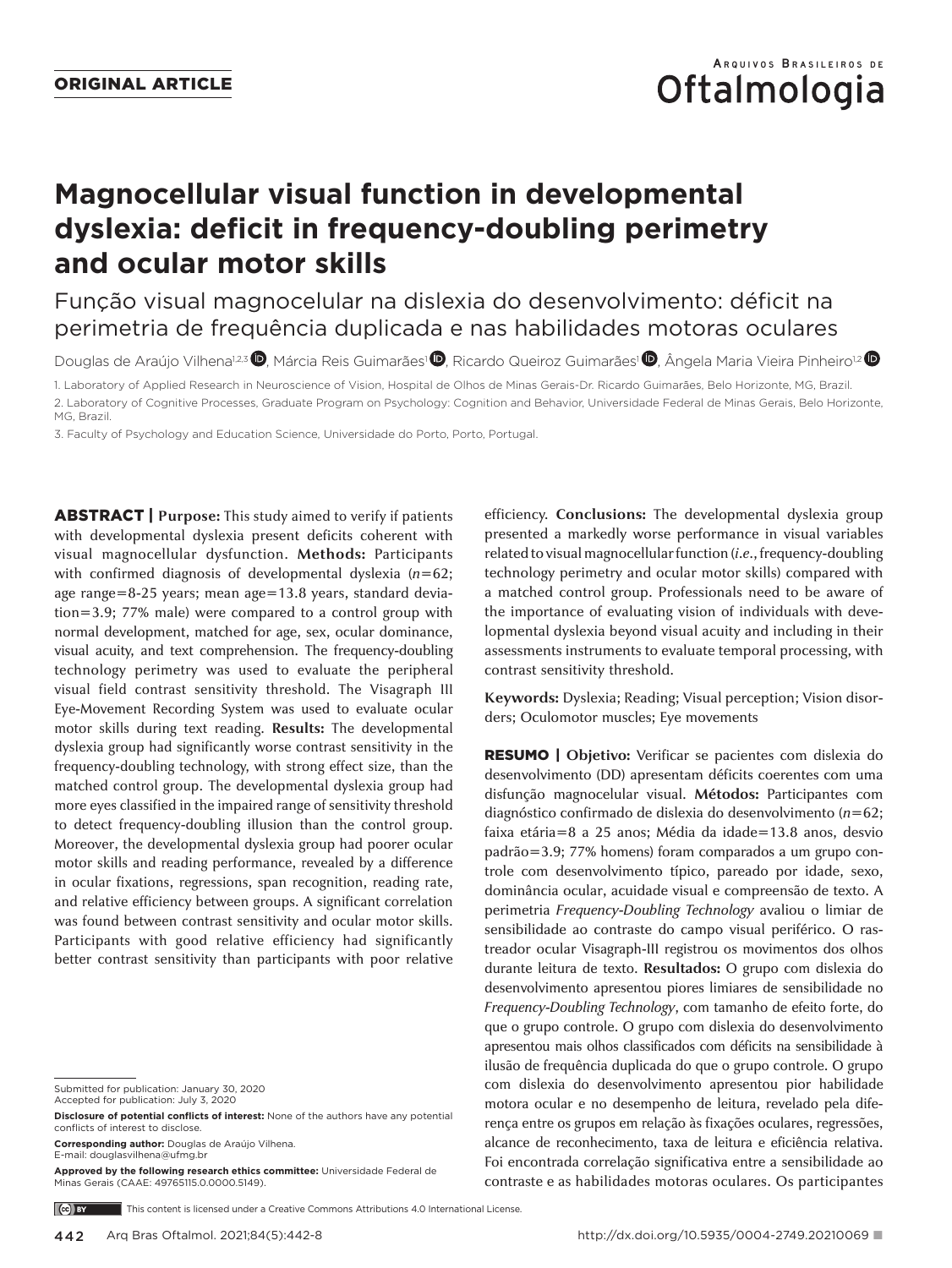ORIGINAL ARTICLE

# Magnocellular visual function in developmental dyslexia: deficit in frequency-doubling perimetry and ocular motor skills

## Função visual magnocelular na dislexia do desenvolvimento: déficit na perimetria de frequência duplicada e nas habilidades motoras oculares

Douglas de Araújo Vilhena[1,2,3], Márcia Reis Guimarães[1], Ricardo Queiroz Guimarães[1], Ângela Maria Vieira Pinheiro[1,2]

1. Laboratory of Applied Research in Neuroscience of Vision, Hospital de Olhos de Minas Gerais-Dr. Ricardo Guimarães, Belo Horizonte, MG, Brazil.
2. Laboratory of Cognitive Processes, Graduate Program on Psychology: Cognition and Behavior, Universidade Federal de Minas Gerais, Belo Horizonte, MG, Brazil.
3. Faculty of Psychology and Education Science, Universidade do Porto, Porto, Portugal.

**ABSTRACT | Purpose:** This study aimed to verify if patients with developmental dyslexia present deficits coherent with visual magnocellular dysfunction. **Methods:** Participants with confirmed diagnosis of developmental dyslexia ($n$=62; age range=8-25 years; mean age=13.8 years, standard deviation=3.9; 77% male) were compared to a control group with normal development, matched for age, sex, ocular dominance, visual acuity, and text comprehension. The frequency-doubling technology perimetry was used to evaluate the peripheral visual field contrast sensitivity threshold. The Visagraph III Eye-Movement Recording System was used to evaluate ocular motor skills during text reading. **Results:** The developmental dyslexia group had significantly worse contrast sensitivity in the frequency-doubling technology, with strong effect size, than the matched control group. The developmental dyslexia group had more eyes classified in the impaired range of sensitivity threshold to detect frequency-doubling illusion than the control group. Moreover, the developmental dyslexia group had poorer ocular motor skills and reading performance, revealed by a difference in ocular fixations, regressions, span recognition, reading rate, and relative efficiency between groups. A significant correlation was found between contrast sensitivity and ocular motor skills. Participants with good relative efficiency had significantly better contrast sensitivity than participants with poor relative efficiency. **Conclusions:** The developmental dyslexia group presented a markedly worse performance in visual variables related to visual magnocellular function (*i.e.*, frequency-doubling technology perimetry and ocular motor skills) compared with a matched control group. Professionals need to be aware of the importance of evaluating vision of individuals with developmental dyslexia beyond visual acuity and including in their assessments instruments to evaluate temporal processing, with contrast sensitivity threshold.

**Keywords:** Dyslexia; Reading; Visual perception; Vision disorders; Oculomotor muscles; Eye movements

**RESUMO | Objetivo:** Verificar se pacientes com dislexia do desenvolvimento (DD) apresentam déficits coerentes com uma disfunção magnocelular visual. **Métodos:** Participantes com diagnóstico confirmado de dislexia do desenvolvimento ($n$=62; faixa etária=8 a 25 anos; Média da idade=13.8 anos, desvio padrão=3.9; 77% homens) foram comparados a um grupo controle com desenvolvimento típico, pareado por idade, sexo, dominância ocular, acuidade visual e compreensão de texto. A perimetria *Frequency-Doubling Technology* avaliou o limiar de sensibilidade ao contraste do campo visual periférico. O rastreador ocular Visagraph-III registrou os movimentos dos olhos durante leitura de texto. **Resultados:** O grupo com dislexia do desenvolvimento apresentou piores limiares de sensibilidade no *Frequency-Doubling Technology*, com tamanho de efeito forte, do que o grupo controle. O grupo com dislexia do desenvolvimento apresentou mais olhos classificados com déficits na sensibilidade à ilusão de frequência duplicada do que o grupo controle. O grupo com dislexia do desenvolvimento apresentou pior habilidade motora ocular e no desempenho de leitura, revelado pela diferença entre os grupos em relação às fixações oculares, regressões, alcance de reconhecimento, taxa de leitura e eficiência relativa. Foi encontrada correlação significativa entre a sensibilidade ao contraste e as habilidades motoras oculares. Os participantes

Submitted for publication: January 30, 2020
Accepted for publication: July 3, 2020

**Disclosure of potential conflicts of interest:** None of the authors have any potential conflicts of interest to disclose.

**Corresponding author:** Douglas de Araújo Vilhena.
E-mail: douglasvilhena@ufmg.br

**Approved by the following research ethics committee:** Universidade Federal de Minas Gerais (CAAE: 49765115.0.0000.5149).

This content is licensed under a Creative Commons Attributions 4.0 International License.

http://dx.doi.org/10.5935/0004-2749.20210069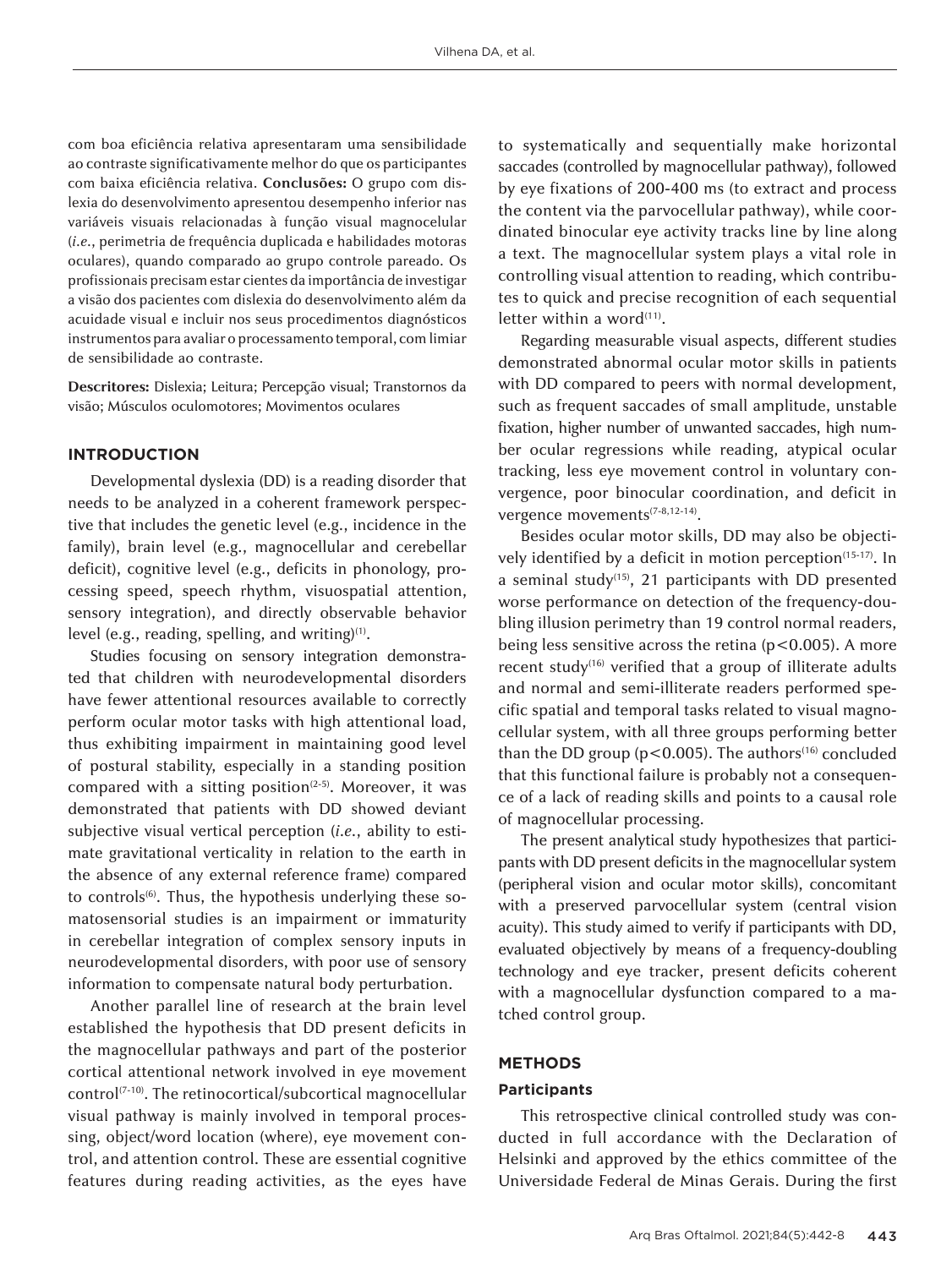com boa eficiência relativa apresentaram uma sensibilidade ao contraste significativamente melhor do que os participantes com baixa eficiência relativa. **Conclusões:** O grupo com dislexia do desenvolvimento apresentou desempenho inferior nas variáveis visuais relacionadas à função visual magnocelular (*i.e.*, perimetria de frequência duplicada e habilidades motoras oculares), quando comparado ao grupo controle pareado. Os profissionais precisam estar cientes da importância de investigar a visão dos pacientes com dislexia do desenvolvimento além da acuidade visual e incluir nos seus procedimentos diagnósticos instrumentos para avaliar o processamento temporal, com limiar de sensibilidade ao contraste.

**Descritores:** Dislexia; Leitura; Percepção visual; Transtornos da visão; Músculos oculomotores; Movimentos oculares

## INTRODUCTION

Developmental dyslexia (DD) is a reading disorder that needs to be analyzed in a coherent framework perspective that includes the genetic level (e.g., incidence in the family), brain level (e.g., magnocellular and cerebellar deficit), cognitive level (e.g., deficits in phonology, processing speed, speech rhythm, visuospatial attention, sensory integration), and directly observable behavior level (e.g., reading, spelling, and writing)[1].

Studies focusing on sensory integration demonstrated that children with neurodevelopmental disorders have fewer attentional resources available to correctly perform ocular motor tasks with high attentional load, thus exhibiting impairment in maintaining good level of postural stability, especially in a standing position compared with a sitting position[2-5]. Moreover, it was demonstrated that patients with DD showed deviant subjective visual vertical perception (*i.e.*, ability to estimate gravitational verticality in relation to the earth in the absence of any external reference frame) compared to controls[6]. Thus, the hypothesis underlying these somatosensorial studies is an impairment or immaturity in cerebellar integration of complex sensory inputs in neurodevelopmental disorders, with poor use of sensory information to compensate natural body perturbation.

Another parallel line of research at the brain level established the hypothesis that DD present deficits in the magnocellular pathways and part of the posterior cortical attentional network involved in eye movement control[7-10]. The retinocortical/subcortical magnocellular visual pathway is mainly involved in temporal processing, object/word location (where), eye movement control, and attention control. These are essential cognitive features during reading activities, as the eyes have to systematically and sequentially make horizontal saccades (controlled by magnocellular pathway), followed by eye fixations of 200-400 ms (to extract and process the content via the parvocellular pathway), while coordinated binocular eye activity tracks line by line along a text. The magnocellular system plays a vital role in controlling visual attention to reading, which contributes to quick and precise recognition of each sequential letter within a word[11].

Regarding measurable visual aspects, different studies demonstrated abnormal ocular motor skills in patients with DD compared to peers with normal development, such as frequent saccades of small amplitude, unstable fixation, higher number of unwanted saccades, high number ocular regressions while reading, atypical ocular tracking, less eye movement control in voluntary convergence, poor binocular coordination, and deficit in vergence movements[7-8,12-14].

Besides ocular motor skills, DD may also be objectively identified by a deficit in motion perception[15-17]. In a seminal study[15], 21 participants with DD presented worse performance on detection of the frequency-doubling illusion perimetry than 19 control normal readers, being less sensitive across the retina ($p<0.005$). A more recent study[16] verified that a group of illiterate adults and normal and semi-illiterate readers performed specific spatial and temporal tasks related to visual magnocellular system, with all three groups performing better than the DD group ($p<0.005$). The authors[16] concluded that this functional failure is probably not a consequence of a lack of reading skills and points to a causal role of magnocellular processing.

The present analytical study hypothesizes that participants with DD present deficits in the magnocellular system (peripheral vision and ocular motor skills), concomitant with a preserved parvocellular system (central vision acuity). This study aimed to verify if participants with DD, evaluated objectively by means of a frequency-doubling technology and eye tracker, present deficits coherent with a magnocellular dysfunction compared to a matched control group.

## METHODS

### Participants

This retrospective clinical controlled study was conducted in full accordance with the Declaration of Helsinki and approved by the ethics committee of the Universidade Federal de Minas Gerais. During the first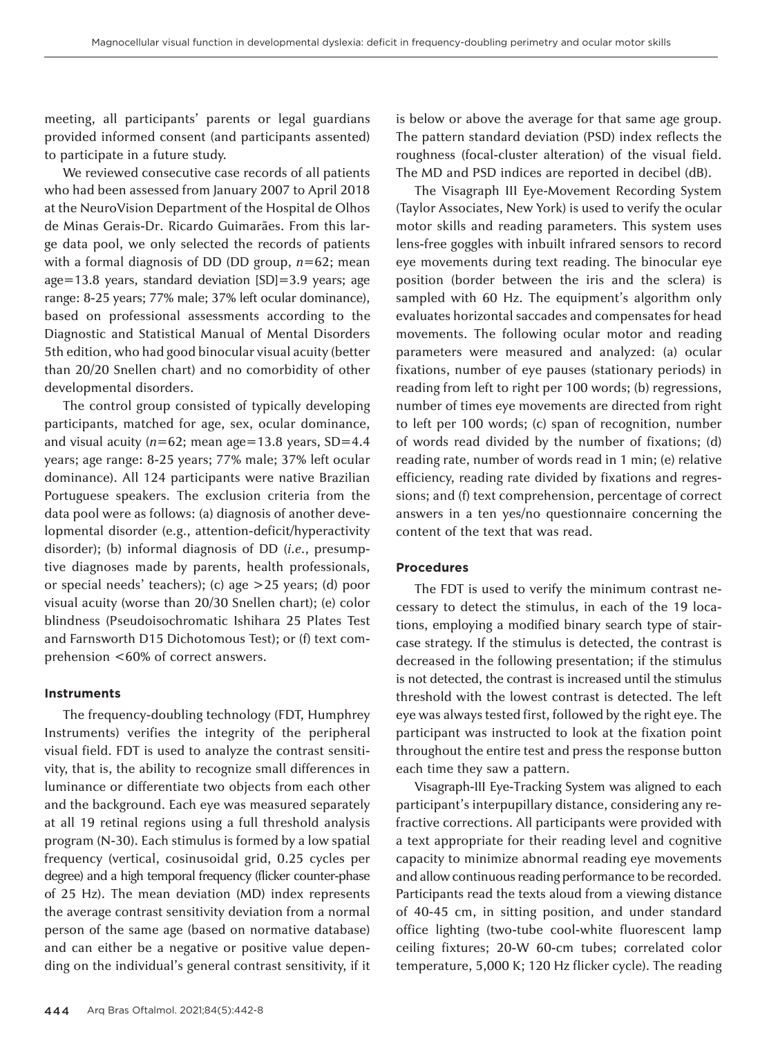meeting, all participants' parents or legal guardians provided informed consent (and participants assented) to participate in a future study.

We reviewed consecutive case records of all patients who had been assessed from January 2007 to April 2018 at the NeuroVision Department of the Hospital de Olhos de Minas Gerais-Dr. Ricardo Guimarães. From this large data pool, we only selected the records of patients with a formal diagnosis of DD (DD group, $n$=62; mean age=13.8 years, standard deviation [SD]=3.9 years; age range: 8-25 years; 77% male; 37% left ocular dominance), based on professional assessments according to the Diagnostic and Statistical Manual of Mental Disorders 5th edition, who had good binocular visual acuity (better than 20/20 Snellen chart) and no comorbidity of other developmental disorders.

The control group consisted of typically developing participants, matched for age, sex, ocular dominance, and visual acuity ($n$=62; mean age=13.8 years, SD=4.4 years; age range: 8-25 years; 77% male; 37% left ocular dominance). All 124 participants were native Brazilian Portuguese speakers. The exclusion criteria from the data pool were as follows: (a) diagnosis of another developmental disorder (e.g., attention-deficit/hyperactivity disorder); (b) informal diagnosis of DD (*i.e.*, presumptive diagnoses made by parents, health professionals, or special needs' teachers); (c) age >25 years; (d) poor visual acuity (worse than 20/30 Snellen chart); (e) color blindness (Pseudoisochromatic Ishihara 25 Plates Test and Farnsworth D15 Dichotomous Test); or (f) text comprehension <60% of correct answers.

#### Instruments

The frequency-doubling technology (FDT, Humphrey Instruments) verifies the integrity of the peripheral visual field. FDT is used to analyze the contrast sensitivity, that is, the ability to recognize small differences in luminance or differentiate two objects from each other and the background. Each eye was measured separately at all 19 retinal regions using a full threshold analysis program (N-30). Each stimulus is formed by a low spatial frequency (vertical, cosinusoidal grid, 0.25 cycles per degree) and a high temporal frequency (flicker counter-phase of 25 Hz). The mean deviation (MD) index represents the average contrast sensitivity deviation from a normal person of the same age (based on normative database) and can either be a negative or positive value depending on the individual's general contrast sensitivity, if it is below or above the average for that same age group. The pattern standard deviation (PSD) index reflects the roughness (focal-cluster alteration) of the visual field. The MD and PSD indices are reported in decibel (dB).

The Visagraph III Eye-Movement Recording System (Taylor Associates, New York) is used to verify the ocular motor skills and reading parameters. This system uses lens-free goggles with inbuilt infrared sensors to record eye movements during text reading. The binocular eye position (border between the iris and the sclera) is sampled with 60 Hz. The equipment's algorithm only evaluates horizontal saccades and compensates for head movements. The following ocular motor and reading parameters were measured and analyzed: (a) ocular fixations, number of eye pauses (stationary periods) in reading from left to right per 100 words; (b) regressions, number of times eye movements are directed from right to left per 100 words; (c) span of recognition, number of words read divided by the number of fixations; (d) reading rate, number of words read in 1 min; (e) relative efficiency, reading rate divided by fixations and regressions; and (f) text comprehension, percentage of correct answers in a ten yes/no questionnaire concerning the content of the text that was read.

#### Procedures

The FDT is used to verify the minimum contrast necessary to detect the stimulus, in each of the 19 locations, employing a modified binary search type of staircase strategy. If the stimulus is detected, the contrast is decreased in the following presentation; if the stimulus is not detected, the contrast is increased until the stimulus threshold with the lowest contrast is detected. The left eye was always tested first, followed by the right eye. The participant was instructed to look at the fixation point throughout the entire test and press the response button each time they saw a pattern.

Visagraph-III Eye-Tracking System was aligned to each participant's interpupillary distance, considering any refractive corrections. All participants were provided with a text appropriate for their reading level and cognitive capacity to minimize abnormal reading eye movements and allow continuous reading performance to be recorded. Participants read the texts aloud from a viewing distance of 40-45 cm, in sitting position, and under standard office lighting (two-tube cool-white fluorescent lamp ceiling fixtures; 20-W 60-cm tubes; correlated color temperature, 5,000 K; 120 Hz flicker cycle). The reading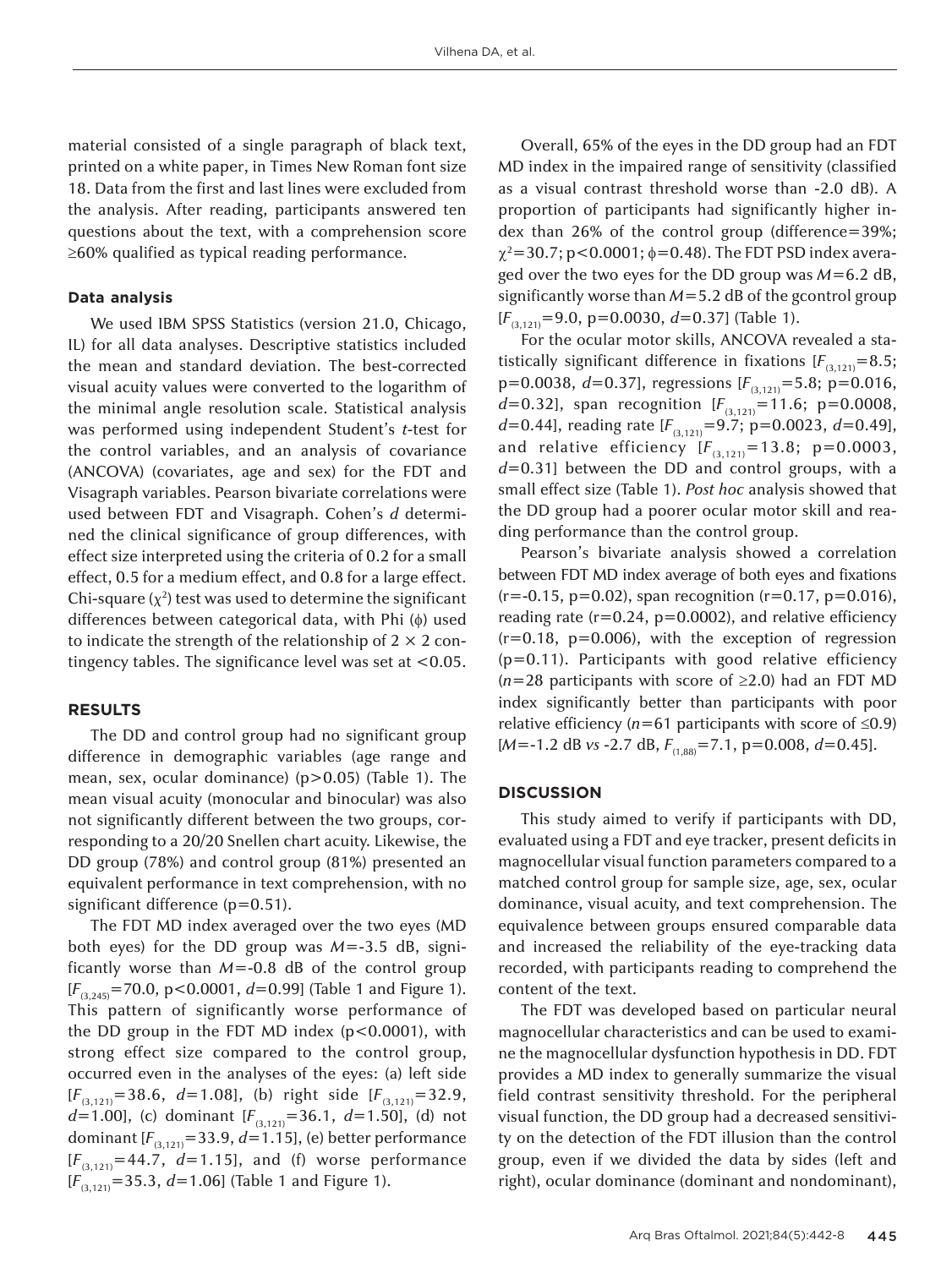material consisted of a single paragraph of black text, printed on a white paper, in Times New Roman font size 18. Data from the first and last lines were excluded from the analysis. After reading, participants answered ten questions about the text, with a comprehension score ≥60% qualified as typical reading performance.

### Data analysis

We used IBM SPSS Statistics (version 21.0, Chicago, IL) for all data analyses. Descriptive statistics included the mean and standard deviation. The best-corrected visual acuity values were converted to the logarithm of the minimal angle resolution scale. Statistical analysis was performed using independent Student's *t*-test for the control variables, and an analysis of covariance (ANCOVA) (covariates, age and sex) for the FDT and Visagraph variables. Pearson bivariate correlations were used between FDT and Visagraph. Cohen's *d* determined the clinical significance of group differences, with effect size interpreted using the criteria of 0.2 for a small effect, 0.5 for a medium effect, and 0.8 for a large effect. Chi-square ($\chi^2$) test was used to determine the significant differences between categorical data, with Phi ($\phi$) used to indicate the strength of the relationship of 2 × 2 contingency tables. The significance level was set at <0.05.

## RESULTS

The DD and control group had no significant group difference in demographic variables (age range and mean, sex, ocular dominance) ($p>0.05$) (Table 1). The mean visual acuity (monocular and binocular) was also not significantly different between the two groups, corresponding to a 20/20 Snellen chart acuity. Likewise, the DD group (78%) and control group (81%) presented an equivalent performance in text comprehension, with no significant difference ($p=0.51$).

The FDT MD index averaged over the two eyes (MD both eyes) for the DD group was $M$=-3.5 dB, significantly worse than $M$=-0.8 dB of the control group [$F_{(3,245)}=70.0$, $p<0.0001$, $d=0.99$] (Table 1 and Figure 1). This pattern of significantly worse performance of the DD group in the FDT MD index ($p<0.0001$), with strong effect size compared to the control group, occurred even in the analyses of the eyes: (a) left side [$F_{(3,121)}=38.6$, $d=1.08$], (b) right side [$F_{(3,121)}=32.9$, $d=1.00$], (c) dominant [$F_{(3,121)}=36.1$, $d=1.50$], (d) not dominant [$F_{(3,121)}=33.9$, $d=1.15$], (e) better performance [$F_{(3,121)}=44.7$, $d=1.15$], and (f) worse performance [$F_{(3,121)}=35.3$, $d=1.06$] (Table 1 and Figure 1).

Overall, 65% of the eyes in the DD group had an FDT MD index in the impaired range of sensitivity (classified as a visual contrast threshold worse than -2.0 dB). A proportion of participants had significantly higher index than 26% of the control group (difference=39%; $\chi^2=30.7$; $p<0.0001$; $\phi=0.48$). The FDT PSD index averaged over the two eyes for the DD group was $M$=6.2 dB, significantly worse than $M$=5.2 dB of the gcontrol group [$F_{(3,121)}=9.0$, $p=0.0030$, $d=0.37$] (Table 1).

For the ocular motor skills, ANCOVA revealed a statistically significant difference in fixations [$F_{(3,121)}=8.5$; $p=0.0038$, $d=0.37$], regressions [$F_{(3,121)}=5.8$; $p=0.016$, $d=0.32$], span recognition [$F_{(3,121)}=11.6$; $p=0.0008$, $d=0.44$], reading rate [$F_{(3,121)}=9.7$; $p=0.0023$, $d=0.49$], and relative efficiency [$F_{(3,121)}=13.8$; $p=0.0003$, $d=0.31$] between the DD and control groups, with a small effect size (Table 1). *Post hoc* analysis showed that the DD group had a poorer ocular motor skill and reading performance than the control group.

Pearson's bivariate analysis showed a correlation between FDT MD index average of both eyes and fixations ($r=-0.15$, $p=0.02$), span recognition ($r=0.17$, $p=0.016$), reading rate ($r=0.24$, $p=0.0002$), and relative efficiency ($r=0.18$, $p=0.006$), with the exception of regression ($p=0.11$). Participants with good relative efficiency ($n=28$ participants with score of ≥2.0) had an FDT MD index significantly better than participants with poor relative efficiency ($n=61$ participants with score of ≤0.9) [$M$=-1.2 dB *vs* -2.7 dB, $F_{(1,88)}=7.1$, $p=0.008$, $d=0.45$].

## DISCUSSION

This study aimed to verify if participants with DD, evaluated using a FDT and eye tracker, present deficits in magnocellular visual function parameters compared to a matched control group for sample size, age, sex, ocular dominance, visual acuity, and text comprehension. The equivalence between groups ensured comparable data and increased the reliability of the eye-tracking data recorded, with participants reading to comprehend the content of the text.

The FDT was developed based on particular neural magnocellular characteristics and can be used to examine the magnocellular dysfunction hypothesis in DD. FDT provides a MD index to generally summarize the visual field contrast sensitivity threshold. For the peripheral visual function, the DD group had a decreased sensitivity on the detection of the FDT illusion than the control group, even if we divided the data by sides (left and right), ocular dominance (dominant and nondominant),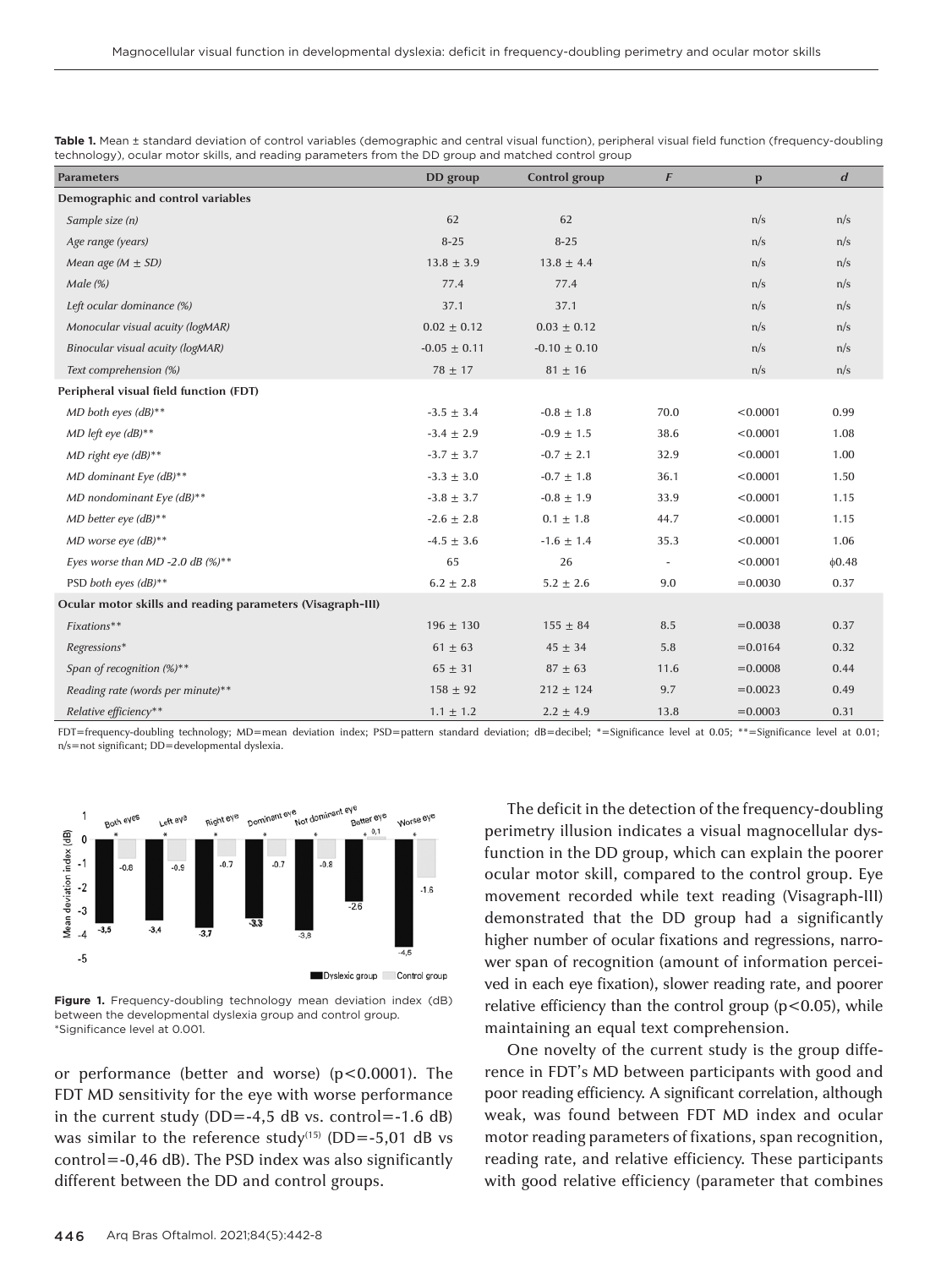**Table 1.** Mean ± standard deviation of control variables (demographic and central visual function), peripheral visual field function (frequency-doubling technology), ocular motor skills, and reading parameters from the DD group and matched control group

| Parameters | DD group | Control group | *F* | p | *d* |
|---|---|---|---|---|---|
| **Demographic and control variables** | | | | | |
| *Sample size (n)* | 62 | 62 | | n/s | n/s |
| *Age range (years)* | 8-25 | 8-25 | | n/s | n/s |
| *Mean age (M ± SD)* | 13.8 ± 3.9 | 13.8 ± 4.4 | | n/s | n/s |
| *Male (%)* | 77.4 | 77.4 | | n/s | n/s |
| *Left ocular dominance (%)* | 37.1 | 37.1 | | n/s | n/s |
| *Monocular visual acuity (logMAR)* | 0.02 ± 0.12 | 0.03 ± 0.12 | | n/s | n/s |
| *Binocular visual acuity (logMAR)* | -0.05 ± 0.11 | -0.10 ± 0.10 | | n/s | n/s |
| *Text comprehension (%)* | 78 ± 17 | 81 ± 16 | | n/s | n/s |
| **Peripheral visual field function (FDT)** | | | | | |
| *MD both eyes (dB)*** | -3.5 ± 3.4 | -0.8 ± 1.8 | 70.0 | <0.0001 | 0.99 |
| *MD left eye (dB)*** | -3.4 ± 2.9 | -0.9 ± 1.5 | 38.6 | <0.0001 | 1.08 |
| *MD right eye (dB)*** | -3.7 ± 3.7 | -0.7 ± 2.1 | 32.9 | <0.0001 | 1.00 |
| *MD dominant Eye (dB)*** | -3.3 ± 3.0 | -0.7 ± 1.8 | 36.1 | <0.0001 | 1.50 |
| *MD nondominant Eye (dB)*** | -3.8 ± 3.7 | -0.8 ± 1.9 | 33.9 | <0.0001 | 1.15 |
| *MD better eye (dB)*** | -2.6 ± 2.8 | 0.1 ± 1.8 | 44.7 | <0.0001 | 1.15 |
| *MD worse eye (dB)*** | -4.5 ± 3.6 | -1.6 ± 1.4 | 35.3 | <0.0001 | 1.06 |
| *Eyes worse than MD -2.0 dB (%)*** | 65 | 26 | - | <0.0001 | ϕ0.48 |
| PSD both eyes (dB)** | 6.2 ± 2.8 | 5.2 ± 2.6 | 9.0 | =0.0030 | 0.37 |
| **Ocular motor skills and reading parameters (Visagraph-III)** | | | | | |
| *Fixations*** | 196 ± 130 | 155 ± 84 | 8.5 | =0.0038 | 0.37 |
| *Regressions** | 61 ± 63 | 45 ± 34 | 5.8 | =0.0164 | 0.32 |
| *Span of recognition (%)*** | 65 ± 31 | 87 ± 63 | 11.6 | =0.0008 | 0.44 |
| *Reading rate (words per minute)*** | 158 ± 92 | 212 ± 124 | 9.7 | =0.0023 | 0.49 |
| *Relative efficiency*** | 1.1 ± 1.2 | 2.2 ± 4.9 | 13.8 | =0.0003 | 0.31 |

FDT=frequency-doubling technology; MD=mean deviation index; PSD=pattern standard deviation; dB=decibel; *=Significance level at 0.05; **=Significance level at 0.01; n/s=not significant; DD=developmental dyslexia.

**Figure 1.** Frequency-doubling technology mean deviation index (dB) between the developmental dyslexia group and control group. *Significance level at 0.001.

or performance (better and worse) ($p<0.0001$). The FDT MD sensitivity for the eye with worse performance in the current study (DD=-4,5 dB vs. control=-1.6 dB) was similar to the reference study[15] (DD=-5,01 dB vs control=-0,46 dB). The PSD index was also significantly different between the DD and control groups.

The deficit in the detection of the frequency-doubling perimetry illusion indicates a visual magnocellular dysfunction in the DD group, which can explain the poorer ocular motor skill, compared to the control group. Eye movement recorded while text reading (Visagraph-III) demonstrated that the DD group had a significantly higher number of ocular fixations and regressions, narrower span of recognition (amount of information perceived in each eye fixation), slower reading rate, and poorer relative efficiency than the control group ($p<0.05$), while maintaining an equal text comprehension.

One novelty of the current study is the group difference in FDT's MD between participants with good and poor reading efficiency. A significant correlation, although weak, was found between FDT MD index and ocular motor reading parameters of fixations, span recognition, reading rate, and relative efficiency. These participants with good relative efficiency (parameter that combines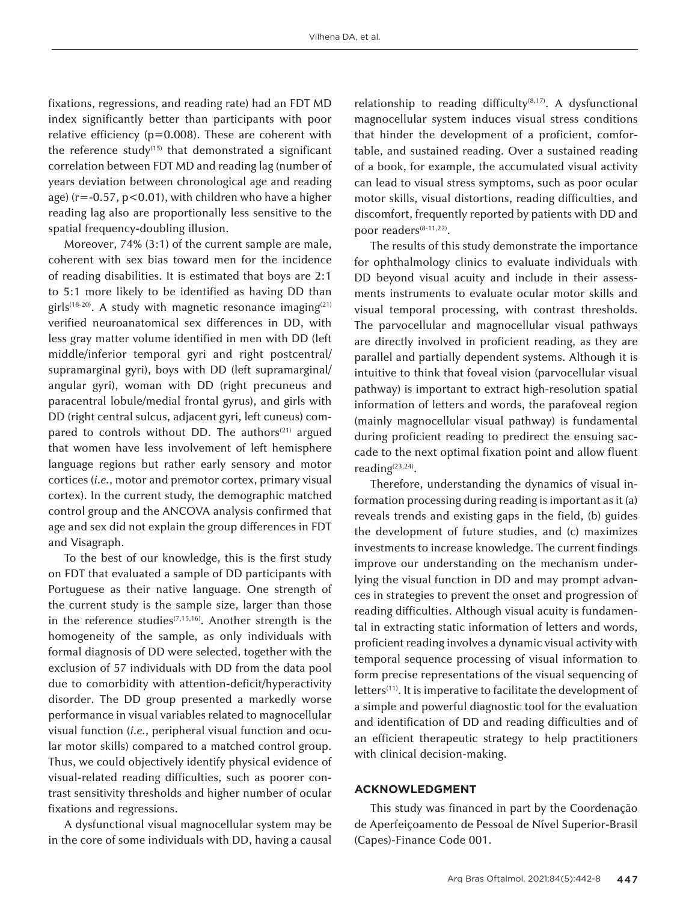fixations, regressions, and reading rate) had an FDT MD index significantly better than participants with poor relative efficiency ($p=0.008$). These are coherent with the reference study[15] that demonstrated a significant correlation between FDT MD and reading lag (number of years deviation between chronological age and reading age) ($r=-0.57$, $p<0.01$), with children who have a higher reading lag also are proportionally less sensitive to the spatial frequency-doubling illusion.

Moreover, 74% (3:1) of the current sample are male, coherent with sex bias toward men for the incidence of reading disabilities. It is estimated that boys are 2:1 to 5:1 more likely to be identified as having DD than girls[18-20]. A study with magnetic resonance imaging[21] verified neuroanatomical sex differences in DD, with less gray matter volume identified in men with DD (left middle/inferior temporal gyri and right postcentral/supramarginal gyri), boys with DD (left supramarginal/angular gyri), woman with DD (right precuneus and paracentral lobule/medial frontal gyrus), and girls with DD (right central sulcus, adjacent gyri, left cuneus) compared to controls without DD. The authors[21] argued that women have less involvement of left hemisphere language regions but rather early sensory and motor cortices (*i.e.*, motor and premotor cortex, primary visual cortex). In the current study, the demographic matched control group and the ANCOVA analysis confirmed that age and sex did not explain the group differences in FDT and Visagraph.

To the best of our knowledge, this is the first study on FDT that evaluated a sample of DD participants with Portuguese as their native language. One strength of the current study is the sample size, larger than those in the reference studies[7,15,16]. Another strength is the homogeneity of the sample, as only individuals with formal diagnosis of DD were selected, together with the exclusion of 57 individuals with DD from the data pool due to comorbidity with attention-deficit/hyperactivity disorder. The DD group presented a markedly worse performance in visual variables related to magnocellular visual function (*i.e.*, peripheral visual function and ocular motor skills) compared to a matched control group. Thus, we could objectively identify physical evidence of visual-related reading difficulties, such as poorer contrast sensitivity thresholds and higher number of ocular fixations and regressions.

A dysfunctional visual magnocellular system may be in the core of some individuals with DD, having a causal relationship to reading difficulty[8,17]. A dysfunctional magnocellular system induces visual stress conditions that hinder the development of a proficient, comfortable, and sustained reading. Over a sustained reading of a book, for example, the accumulated visual activity can lead to visual stress symptoms, such as poor ocular motor skills, visual distortions, reading difficulties, and discomfort, frequently reported by patients with DD and poor readers[8-11,22].

The results of this study demonstrate the importance for ophthalmology clinics to evaluate individuals with DD beyond visual acuity and include in their assessments instruments to evaluate ocular motor skills and visual temporal processing, with contrast thresholds. The parvocellular and magnocellular visual pathways are directly involved in proficient reading, as they are parallel and partially dependent systems. Although it is intuitive to think that foveal vision (parvocellular visual pathway) is important to extract high-resolution spatial information of letters and words, the parafoveal region (mainly magnocellular visual pathway) is fundamental during proficient reading to predirect the ensuing saccade to the next optimal fixation point and allow fluent reading[23,24].

Therefore, understanding the dynamics of visual information processing during reading is important as it (a) reveals trends and existing gaps in the field, (b) guides the development of future studies, and (c) maximizes investments to increase knowledge. The current findings improve our understanding on the mechanism underlying the visual function in DD and may prompt advances in strategies to prevent the onset and progression of reading difficulties. Although visual acuity is fundamental in extracting static information of letters and words, proficient reading involves a dynamic visual activity with temporal sequence processing of visual information to form precise representations of the visual sequencing of letters[11]. It is imperative to facilitate the development of a simple and powerful diagnostic tool for the evaluation and identification of DD and reading difficulties and of an efficient therapeutic strategy to help practitioners with clinical decision-making.

## ACKNOWLEDGMENT

This study was financed in part by the Coordenação de Aperfeiçoamento de Pessoal de Nível Superior-Brasil (Capes)-Finance Code 001.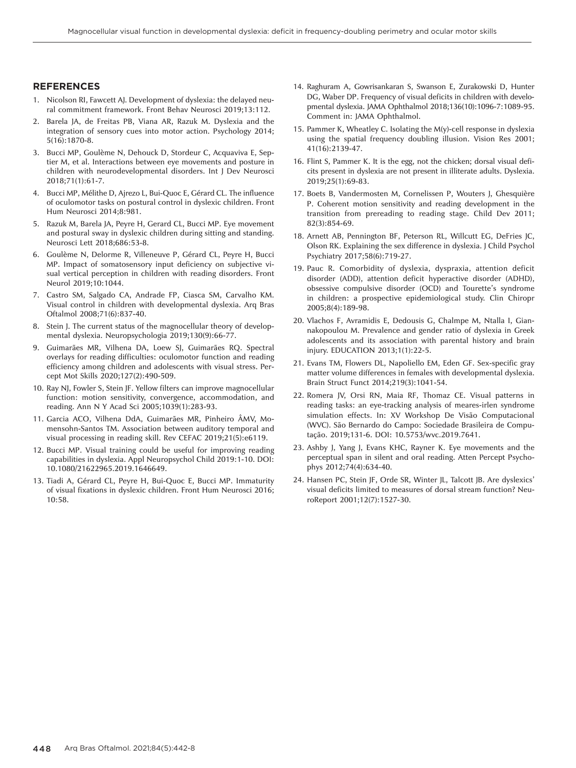## REFERENCES

1. Nicolson RI, Fawcett AJ. Development of dyslexia: the delayed neural commitment framework. Front Behav Neurosci 2019;13:112.
2. Barela JA, de Freitas PB, Viana AR, Razuk M. Dyslexia and the integration of sensory cues into motor action. Psychology 2014; 5(16):1870-8.
3. Bucci MP, Goulème N, Dehouck D, Stordeur C, Acquaviva E, Septier M, et al. Interactions between eye movements and posture in children with neurodevelopmental disorders. Int J Dev Neurosci 2018;71(1):61-7.
4. Bucci MP, Mélithe D, Ajrezo L, Bui-Quoc E, Gérard CL. The influence of oculomotor tasks on postural control in dyslexic children. Front Hum Neurosci 2014;8:981.
5. Razuk M, Barela JA, Peyre H, Gerard CL, Bucci MP. Eye movement and postural sway in dyslexic children during sitting and standing. Neurosci Lett 2018;686:53-8.
6. Goulème N, Delorme R, Villeneuve P, Gérard CL, Peyre H, Bucci MP. Impact of somatosensory input deficiency on subjective visual vertical perception in children with reading disorders. Front Neurol 2019;10:1044.
7. Castro SM, Salgado CA, Andrade FP, Ciasca SM, Carvalho KM. Visual control in children with developmental dyslexia. Arq Bras Oftalmol 2008;71(6):837-40.
8. Stein J. The current status of the magnocellular theory of developmental dyslexia. Neuropsychologia 2019;130(9):66-77.
9. Guimarães MR, Vilhena DA, Loew SJ, Guimarães RQ. Spectral overlays for reading difficulties: oculomotor function and reading efficiency among children and adolescents with visual stress. Percept Mot Skills 2020;127(2):490-509.
10. Ray NJ, Fowler S, Stein JF. Yellow filters can improve magnocellular function: motion sensitivity, convergence, accommodation, and reading. Ann N Y Acad Sci 2005;1039(1):283-93.
11. Garcia ACO, Vilhena DdA, Guimarães MR, Pinheiro ÂMV, Momensohn-Santos TM. Association between auditory temporal and visual processing in reading skill. Rev CEFAC 2019;21(5):e6119.
12. Bucci MP. Visual training could be useful for improving reading capabilities in dyslexia. Appl Neuropsychol Child 2019:1-10. DOI: 10.1080/21622965.2019.1646649.
13. Tiadi A, Gérard CL, Peyre H, Bui-Quoc E, Bucci MP. Immaturity of visual fixations in dyslexic children. Front Hum Neurosci 2016; 10:58.
14. Raghuram A, Gowrisankaran S, Swanson E, Zurakowski D, Hunter DG, Waber DP. Frequency of visual deficits in children with developmental dyslexia. JAMA Ophthalmol 2018;136(10):1096-7:1089-95. Comment in: JAMA Ophthalmol.
15. Pammer K, Wheatley C. Isolating the M(y)-cell response in dyslexia using the spatial frequency doubling illusion. Vision Res 2001; 41(16):2139-47.
16. Flint S, Pammer K. It is the egg, not the chicken; dorsal visual deficits present in dyslexia are not present in illiterate adults. Dyslexia. 2019;25(1):69-83.
17. Boets B, Vandermosten M, Cornelissen P, Wouters J, Ghesquière P. Coherent motion sensitivity and reading development in the transition from prereading to reading stage. Child Dev 2011; 82(3):854-69.
18. Arnett AB, Pennington BF, Peterson RL, Willcutt EG, DeFries JC, Olson RK. Explaining the sex difference in dyslexia. J Child Psychol Psychiatry 2017;58(6):719-27.
19. Pauc R. Comorbidity of dyslexia, dyspraxia, attention deficit disorder (ADD), attention deficit hyperactive disorder (ADHD), obsessive compulsive disorder (OCD) and Tourette's syndrome in children: a prospective epidemiological study. Clin Chiropr 2005;8(4):189-98.
20. Vlachos F, Avramidis E, Dedousis G, Chalmpe M, Ntalla I, Giannakopoulou M. Prevalence and gender ratio of dyslexia in Greek adolescents and its association with parental history and brain injury. EDUCATION 2013;1(1):22-5.
21. Evans TM, Flowers DL, Napoliello EM, Eden GF. Sex-specific gray matter volume differences in females with developmental dyslexia. Brain Struct Funct 2014;219(3):1041-54.
22. Romera JV, Orsi RN, Maia RF, Thomaz CE. Visual patterns in reading tasks: an eye-tracking analysis of meares-irlen syndrome simulation effects. In: XV Workshop De Visão Computacional (WVC). São Bernardo do Campo: Sociedade Brasileira de Computação. 2019;131-6. DOI: 10.5753/wvc.2019.7641.
23. Ashby J, Yang J, Evans KHC, Rayner K. Eye movements and the perceptual span in silent and oral reading. Atten Percept Psychophys 2012;74(4):634-40.
24. Hansen PC, Stein JF, Orde SR, Winter JL, Talcott JB. Are dyslexics' visual deficits limited to measures of dorsal stream function? NeuroReport 2001;12(7):1527-30.